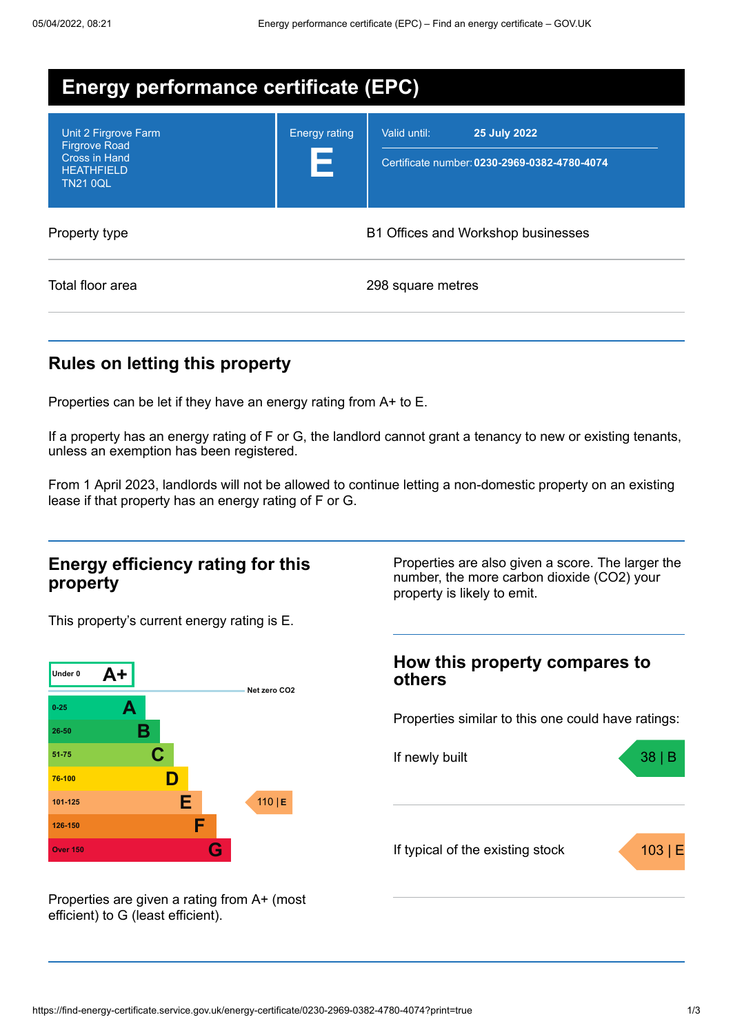# Energy performance certificate (EPC)

| | | |
|---|---|---|
| Unit 2 Firgrove Farm<br>Firgrove Road<br>Cross in Hand<br>HEATHFIELD<br>TN21 0QL | Energy rating<br>**E** | Valid until: **25 July 2022**<br>Certificate number: **0230-2969-0382-4780-4074** |

| | |
|---|---|
| Property type | B1 Offices and Workshop businesses |
| Total floor area | 298 square metres |

## Rules on letting this property

Properties can be let if they have an energy rating from A+ to E.

If a property has an energy rating of F or G, the landlord cannot grant a tenancy to new or existing tenants, unless an exemption has been registered.

From 1 April 2023, landlords will not be allowed to continue letting a non-domestic property on an existing lease if that property has an energy rating of F or G.

## Energy efficiency rating for this property

This property's current energy rating is E.

| Score | Rating | Current |
|---|---|---|
| Under 0 | A+ | |
| | Net zero CO2 | |
| 0-25 | A | |
| 26-50 | B | |
| 51-75 | C | |
| 76-100 | D | |
| 101-125 | E | 110 \| E |
| 126-150 | F | |
| Over 150 | G | |

Properties are given a rating from A+ (most efficient) to G (least efficient).

Properties are also given a score. The larger the number, the more carbon dioxide ($CO_2$) your property is likely to emit.

## How this property compares to others

Properties similar to this one could have ratings:

| | |
|---|---|
| If newly built | 38 \| B |
| If typical of the existing stock | 103 \| E |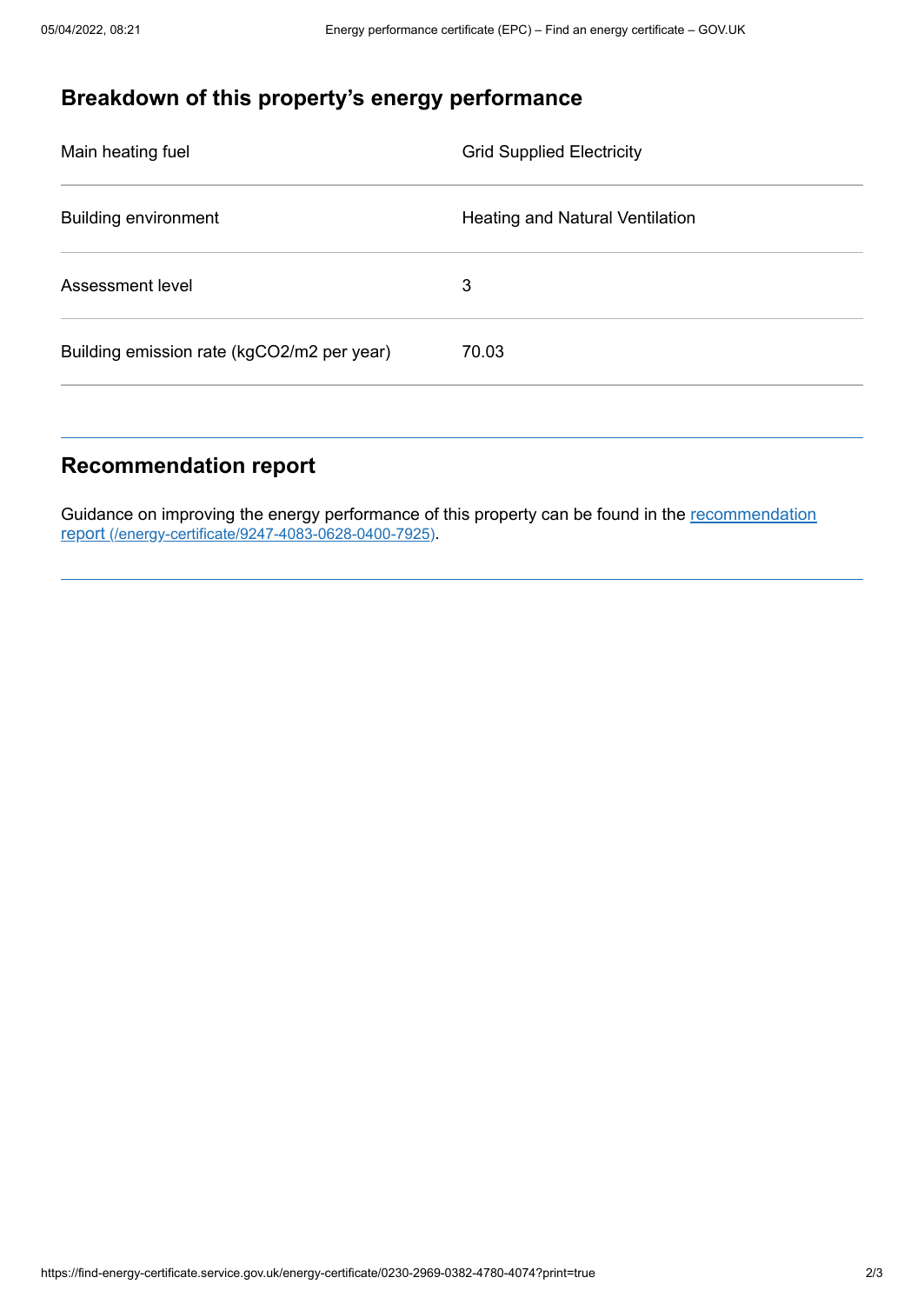## Breakdown of this property's energy performance

| | |
|---|---|
| Main heating fuel | Grid Supplied Electricity |
| Building environment | Heating and Natural Ventilation |
| Assessment level | 3 |
| Building emission rate (kgCO2/m2 per year) | 70.03 |

## Recommendation report

Guidance on improving the energy performance of this property can be found in the [recommendation report (/energy-certificate/9247-4083-0628-0400-7925)](/energy-certificate/9247-4083-0628-0400-7925).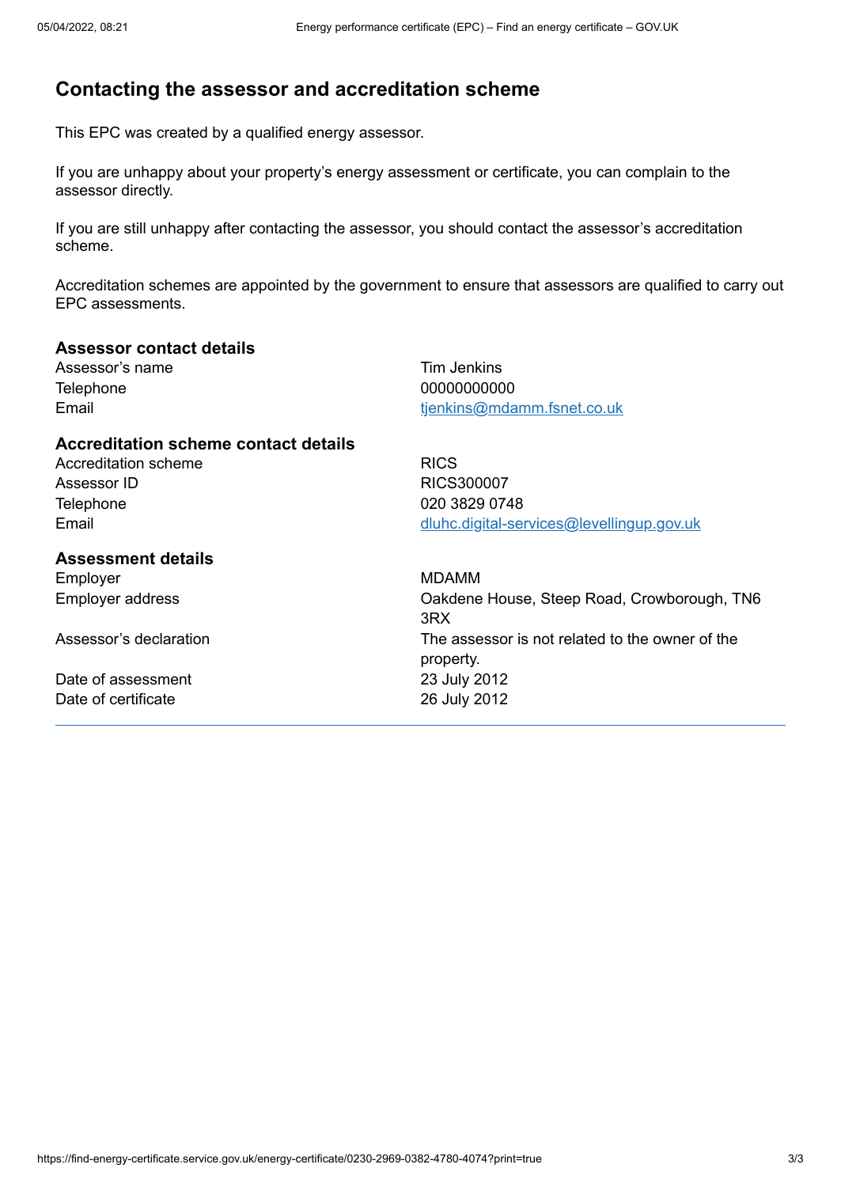## Contacting the assessor and accreditation scheme

This EPC was created by a qualified energy assessor.

If you are unhappy about your property's energy assessment or certificate, you can complain to the assessor directly.

If you are still unhappy after contacting the assessor, you should contact the assessor's accreditation scheme.

Accreditation schemes are appointed by the government to ensure that assessors are qualified to carry out EPC assessments.

### Assessor contact details

| | |
|---|---|
| Assessor's name | Tim Jenkins |
| Telephone | 00000000000 |
| Email | tjenkins@mdamm.fsnet.co.uk |

### Accreditation scheme contact details

| | |
|---|---|
| Accreditation scheme | RICS |
| Assessor ID | RICS300007 |
| Telephone | 020 3829 0748 |
| Email | dluhc.digital-services@levellingup.gov.uk |

### Assessment details

| | |
|---|---|
| Employer | MDAMM |
| Employer address | Oakdene House, Steep Road, Crowborough, TN6 3RX |
| Assessor's declaration | The assessor is not related to the owner of the property. |
| Date of assessment | 23 July 2012 |
| Date of certificate | 26 July 2012 |